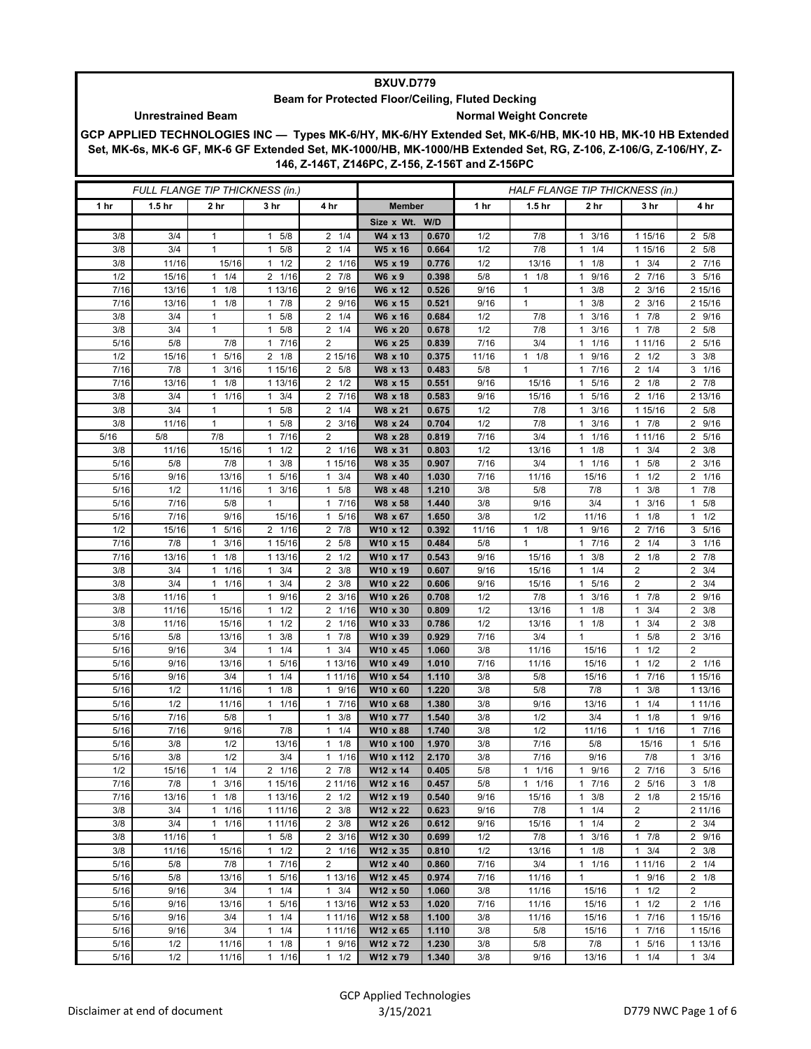# BXUV.D779

## Beam for Protected Floor/Ceiling, Fluted Decking

**Unrestrained Beam** | **Normal Weight Concrete**

**GCP APPLIED TECHNOLOGIES INC — Types MK-6/HY, MK-6/HY Extended Set, MK-6/HB, MK-10 HB, MK-10 HB Extended Set, MK-6s, MK-6 GF, MK-6 GF Extended Set, MK-1000/HB, MK-1000/HB Extended Set, RG, Z-106, Z-106/G, Z-106/HY, Z-146, Z-146T, Z146PC, Z-156, Z-156T and Z-156PC**

| FULL FLANGE TIP THICKNESS (in.) | | | | | | | HALF FLANGE TIP THICKNESS (in.) | | | | |
|---|---|---|---|---|---|---|---|---|---|---|---|
| 1 hr | 1.5 hr | 2 hr | 3 hr | 4 hr | Member | | 1 hr | 1.5 hr | 2 hr | 3 hr | 4 hr |
| | | | | | Size x Wt. | W/D | | | | | |
| 3/8 | 3/4 | 1 | 1 5/8 | 2 1/4 | W4 x 13 | 0.670 | 1/2 | 7/8 | 1 3/16 | 1 15/16 | 2 5/8 |
| 3/8 | 3/4 | 1 | 1 5/8 | 2 1/4 | W5 x 16 | 0.664 | 1/2 | 7/8 | 1 1/4 | 1 15/16 | 2 5/8 |
| 3/8 | 11/16 | 15/16 | 1 1/2 | 2 1/16 | W5 x 19 | 0.776 | 1/2 | 13/16 | 1 1/8 | 1 3/4 | 2 7/16 |
| 1/2 | 15/16 | 1 1/4 | 2 1/16 | 2 7/8 | W6 x 9 | 0.398 | 5/8 | 1 1/8 | 1 9/16 | 2 7/16 | 3 5/16 |
| 7/16 | 13/16 | 1 1/8 | 1 13/16 | 2 9/16 | W6 x 12 | 0.526 | 9/16 | 1 | 1 3/8 | 2 3/16 | 2 15/16 |
| 7/16 | 13/16 | 1 1/8 | 1 7/8 | 2 9/16 | W6 x 15 | 0.521 | 9/16 | 1 | 1 3/8 | 2 3/16 | 2 15/16 |
| 3/8 | 3/4 | 1 | 1 5/8 | 2 1/4 | W6 x 16 | 0.684 | 1/2 | 7/8 | 1 3/16 | 1 7/8 | 2 9/16 |
| 3/8 | 3/4 | 1 | 1 5/8 | 2 1/4 | W6 x 20 | 0.678 | 1/2 | 7/8 | 1 3/16 | 1 7/8 | 2 5/8 |
| 5/16 | 5/8 | 7/8 | 1 7/16 | 2 | W6 x 25 | 0.839 | 7/16 | 3/4 | 1 1/16 | 1 11/16 | 2 5/16 |
| 1/2 | 15/16 | 1 5/16 | 2 1/8 | 2 15/16 | W8 x 10 | 0.375 | 11/16 | 1 1/8 | 1 9/16 | 2 1/2 | 3 3/8 |
| 7/16 | 7/8 | 1 3/16 | 1 15/16 | 2 5/8 | W8 x 13 | 0.483 | 5/8 | 1 | 1 7/16 | 2 1/4 | 3 1/16 |
| 7/16 | 13/16 | 1 1/8 | 1 13/16 | 2 1/2 | W8 x 15 | 0.551 | 9/16 | 15/16 | 1 5/16 | 2 1/8 | 2 7/8 |
| 3/8 | 3/4 | 1 1/16 | 1 3/4 | 2 7/16 | W8 x 18 | 0.583 | 9/16 | 15/16 | 1 5/16 | 2 1/16 | 2 13/16 |
| 3/8 | 3/4 | 1 | 1 5/8 | 2 1/4 | W8 x 21 | 0.675 | 1/2 | 7/8 | 1 3/16 | 1 15/16 | 2 5/8 |
| 3/8 | 11/16 | 1 | 1 5/8 | 2 3/16 | W8 x 24 | 0.704 | 1/2 | 7/8 | 1 3/16 | 1 7/8 | 2 9/16 |
| 5/16 | 5/8 | 7/8 | 1 7/16 | 2 | W8 x 28 | 0.819 | 7/16 | 3/4 | 1 1/16 | 1 11/16 | 2 5/16 |
| 3/8 | 11/16 | 15/16 | 1 1/2 | 2 1/16 | W8 x 31 | 0.803 | 1/2 | 13/16 | 1 1/8 | 1 3/4 | 2 3/8 |
| 5/16 | 5/8 | 7/8 | 1 3/8 | 1 15/16 | W8 x 35 | 0.907 | 7/16 | 3/4 | 1 1/16 | 1 5/8 | 2 3/16 |
| 5/16 | 9/16 | 13/16 | 1 5/16 | 1 3/4 | W8 x 40 | 1.030 | 7/16 | 11/16 | 15/16 | 1 1/2 | 2 1/16 |
| 5/16 | 1/2 | 11/16 | 1 3/16 | 1 5/8 | W8 x 48 | 1.210 | 3/8 | 5/8 | 7/8 | 1 3/8 | 1 7/8 |
| 5/16 | 7/16 | 5/8 | 1 | 1 7/16 | W8 x 58 | 1.440 | 3/8 | 9/16 | 3/4 | 1 3/16 | 1 5/8 |
| 5/16 | 7/16 | 9/16 | 15/16 | 1 5/16 | W8 x 67 | 1.650 | 3/8 | 1/2 | 11/16 | 1 1/8 | 1 1/2 |
| 1/2 | 15/16 | 1 5/16 | 2 1/16 | 2 7/8 | W10 x 12 | 0.392 | 11/16 | 1 1/8 | 1 9/16 | 2 7/16 | 3 5/16 |
| 7/16 | 7/8 | 1 3/16 | 1 15/16 | 2 5/8 | W10 x 15 | 0.484 | 5/8 | 1 | 1 7/16 | 2 1/4 | 3 1/16 |
| 7/16 | 13/16 | 1 1/8 | 1 13/16 | 2 1/2 | W10 x 17 | 0.543 | 9/16 | 15/16 | 1 3/8 | 2 1/8 | 2 7/8 |
| 3/8 | 3/4 | 1 1/16 | 1 3/4 | 2 3/8 | W10 x 19 | 0.607 | 9/16 | 15/16 | 1 1/4 | 2 | 2 3/4 |
| 3/8 | 3/4 | 1 1/16 | 1 3/4 | 2 3/8 | W10 x 22 | 0.606 | 9/16 | 15/16 | 1 5/16 | 2 | 2 3/4 |
| 3/8 | 11/16 | 1 | 1 9/16 | 2 3/16 | W10 x 26 | 0.708 | 1/2 | 7/8 | 1 3/16 | 1 7/8 | 2 9/16 |
| 3/8 | 11/16 | 15/16 | 1 1/2 | 2 1/16 | W10 x 30 | 0.809 | 1/2 | 13/16 | 1 1/8 | 1 3/4 | 2 3/8 |
| 3/8 | 11/16 | 15/16 | 1 1/2 | 2 1/16 | W10 x 33 | 0.786 | 1/2 | 13/16 | 1 1/8 | 1 3/4 | 2 3/8 |
| 5/16 | 5/8 | 13/16 | 1 3/8 | 1 7/8 | W10 x 39 | 0.929 | 7/16 | 3/4 | 1 | 1 5/8 | 2 3/16 |
| 5/16 | 9/16 | 3/4 | 1 1/4 | 1 3/4 | W10 x 45 | 1.060 | 3/8 | 11/16 | 15/16 | 1 1/2 | 2 |
| 5/16 | 9/16 | 13/16 | 1 5/16 | 1 13/16 | W10 x 49 | 1.010 | 7/16 | 11/16 | 15/16 | 1 1/2 | 2 1/16 |
| 5/16 | 9/16 | 3/4 | 1 1/4 | 1 11/16 | W10 x 54 | 1.110 | 3/8 | 5/8 | 15/16 | 1 7/16 | 1 15/16 |
| 5/16 | 1/2 | 11/16 | 1 1/8 | 1 9/16 | W10 x 60 | 1.220 | 3/8 | 5/8 | 7/8 | 1 3/8 | 1 13/16 |
| 5/16 | 1/2 | 11/16 | 1 1/16 | 1 7/16 | W10 x 68 | 1.380 | 3/8 | 9/16 | 13/16 | 1 1/4 | 1 11/16 |
| 5/16 | 7/16 | 5/8 | 1 | 1 3/8 | W10 x 77 | 1.540 | 3/8 | 1/2 | 3/4 | 1 1/8 | 1 9/16 |
| 5/16 | 7/16 | 9/16 | 7/8 | 1 1/4 | W10 x 88 | 1.740 | 3/8 | 1/2 | 11/16 | 1 1/16 | 1 7/16 |
| 5/16 | 3/8 | 1/2 | 13/16 | 1 1/8 | W10 x 100 | 1.970 | 3/8 | 7/16 | 5/8 | 15/16 | 1 5/16 |
| 5/16 | 3/8 | 1/2 | 3/4 | 1 1/16 | W10 x 112 | 2.170 | 3/8 | 7/16 | 9/16 | 7/8 | 1 3/16 |
| 1/2 | 15/16 | 1 1/4 | 2 1/16 | 2 7/8 | W12 x 14 | 0.405 | 5/8 | 1 1/16 | 1 9/16 | 2 7/16 | 3 5/16 |
| 7/16 | 7/8 | 1 3/16 | 1 15/16 | 2 11/16 | W12 x 16 | 0.457 | 5/8 | 1 1/16 | 1 7/16 | 2 5/16 | 3 1/8 |
| 7/16 | 13/16 | 1 1/8 | 1 13/16 | 2 1/2 | W12 x 19 | 0.540 | 9/16 | 15/16 | 1 3/8 | 2 1/8 | 2 15/16 |
| 3/8 | 3/4 | 1 1/16 | 1 11/16 | 2 3/8 | W12 x 22 | 0.623 | 9/16 | 7/8 | 1 1/4 | 2 | 2 11/16 |
| 3/8 | 3/4 | 1 1/16 | 1 11/16 | 2 3/8 | W12 x 26 | 0.612 | 9/16 | 15/16 | 1 1/4 | 2 | 2 3/4 |
| 3/8 | 11/16 | 1 | 1 5/8 | 2 3/16 | W12 x 30 | 0.699 | 1/2 | 7/8 | 1 3/16 | 1 7/8 | 2 9/16 |
| 3/8 | 11/16 | 15/16 | 1 1/2 | 2 1/16 | W12 x 35 | 0.810 | 1/2 | 13/16 | 1 1/8 | 1 3/4 | 2 3/8 |
| 5/16 | 5/8 | 7/8 | 1 7/16 | 2 | W12 x 40 | 0.860 | 7/16 | 3/4 | 1 1/16 | 1 11/16 | 2 1/4 |
| 5/16 | 5/8 | 13/16 | 1 5/16 | 1 13/16 | W12 x 45 | 0.974 | 7/16 | 11/16 | 1 | 1 9/16 | 2 1/8 |
| 5/16 | 9/16 | 3/4 | 1 1/4 | 1 3/4 | W12 x 50 | 1.060 | 3/8 | 11/16 | 15/16 | 1 1/2 | 2 |
| 5/16 | 9/16 | 13/16 | 1 5/16 | 1 13/16 | W12 x 53 | 1.020 | 7/16 | 11/16 | 15/16 | 1 1/2 | 2 1/16 |
| 5/16 | 9/16 | 3/4 | 1 1/4 | 1 11/16 | W12 x 58 | 1.100 | 3/8 | 11/16 | 15/16 | 1 7/16 | 1 15/16 |
| 5/16 | 9/16 | 3/4 | 1 1/4 | 1 11/16 | W12 x 65 | 1.110 | 3/8 | 5/8 | 15/16 | 1 7/16 | 1 15/16 |
| 5/16 | 1/2 | 11/16 | 1 1/8 | 1 9/16 | W12 x 72 | 1.230 | 3/8 | 5/8 | 7/8 | 1 5/16 | 1 13/16 |
| 5/16 | 1/2 | 11/16 | 1 1/16 | 1 1/2 | W12 x 79 | 1.340 | 3/8 | 9/16 | 13/16 | 1 1/4 | 1 3/4 |

Disclaimer at end of document

GCP Applied Technologies
3/15/2021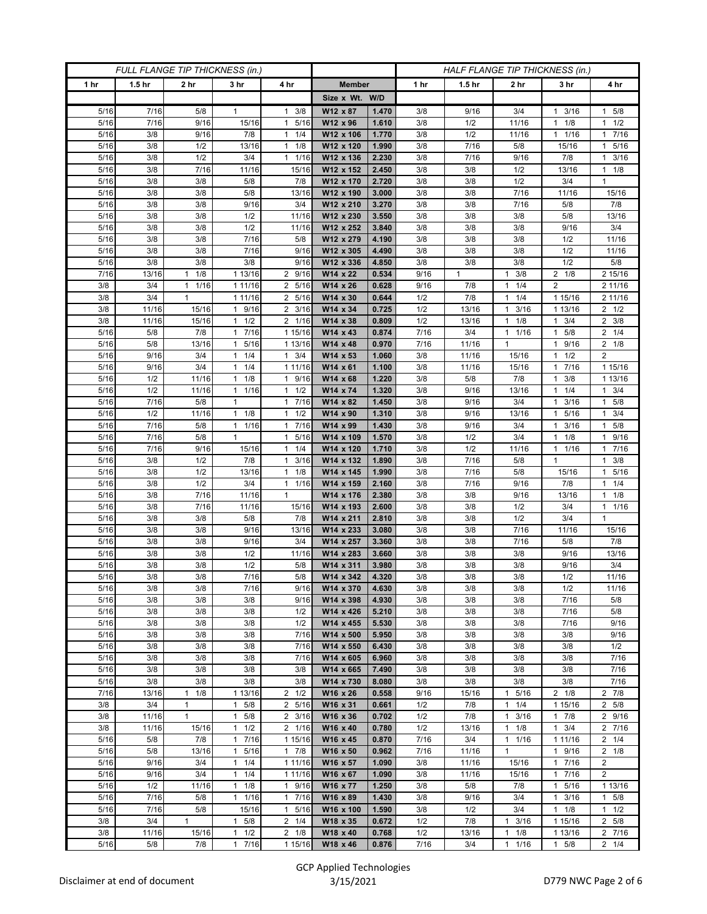| FULL FLANGE TIP THICKNESS (in.) | | | | | | | HALF FLANGE TIP THICKNESS (in.) | | | | |
|---|---|---|---|---|---|---|---|---|---|---|---|
| 1 hr | 1.5 hr | 2 hr | 3 hr | 4 hr | Member | | 1 hr | 1.5 hr | 2 hr | 3 hr | 4 hr |
| | | | | | Size x Wt. | W/D | | | | | |
| 5/16 | 7/16 | 5/8 | 1 | 1 3/8 | W12 x 87 | 1.470 | 3/8 | 9/16 | 3/4 | 1 3/16 | 1 5/8 |
| 5/16 | 7/16 | 9/16 | 15/16 | 1 5/16 | W12 x 96 | 1.610 | 3/8 | 1/2 | 11/16 | 1 1/8 | 1 1/2 |
| 5/16 | 3/8 | 9/16 | 7/8 | 1 1/4 | W12 x 106 | 1.770 | 3/8 | 1/2 | 11/16 | 1 1/16 | 1 7/16 |
| 5/16 | 3/8 | 1/2 | 13/16 | 1 1/8 | W12 x 120 | 1.990 | 3/8 | 7/16 | 5/8 | 15/16 | 1 5/16 |
| 5/16 | 3/8 | 1/2 | 3/4 | 1 1/16 | W12 x 136 | 2.230 | 3/8 | 7/16 | 9/16 | 7/8 | 1 3/16 |
| 5/16 | 3/8 | 7/16 | 11/16 | 15/16 | W12 x 152 | 2.450 | 3/8 | 3/8 | 1/2 | 13/16 | 1 1/8 |
| 5/16 | 3/8 | 3/8 | 5/8 | 7/8 | W12 x 170 | 2.720 | 3/8 | 3/8 | 1/2 | 3/4 | 1 |
| 5/16 | 3/8 | 3/8 | 5/8 | 13/16 | W12 x 190 | 3.000 | 3/8 | 3/8 | 7/16 | 11/16 | 15/16 |
| 5/16 | 3/8 | 3/8 | 9/16 | 3/4 | W12 x 210 | 3.270 | 3/8 | 3/8 | 7/16 | 5/8 | 7/8 |
| 5/16 | 3/8 | 3/8 | 1/2 | 11/16 | W12 x 230 | 3.550 | 3/8 | 3/8 | 3/8 | 5/8 | 13/16 |
| 5/16 | 3/8 | 3/8 | 1/2 | 11/16 | W12 x 252 | 3.840 | 3/8 | 3/8 | 3/8 | 9/16 | 3/4 |
| 5/16 | 3/8 | 3/8 | 7/16 | 5/8 | W12 x 279 | 4.190 | 3/8 | 3/8 | 3/8 | 1/2 | 11/16 |
| 5/16 | 3/8 | 3/8 | 7/16 | 9/16 | W12 x 305 | 4.490 | 3/8 | 3/8 | 3/8 | 1/2 | 11/16 |
| 5/16 | 3/8 | 3/8 | 3/8 | 9/16 | W12 x 336 | 4.850 | 3/8 | 3/8 | 3/8 | 1/2 | 5/8 |
| 7/16 | 13/16 | 1 1/8 | 1 13/16 | 2 9/16 | W14 x 22 | 0.534 | 9/16 | 1 | 1 3/8 | 2 1/8 | 2 15/16 |
| 3/8 | 3/4 | 1 1/16 | 1 11/16 | 2 5/16 | W14 x 26 | 0.628 | 9/16 | 7/8 | 1 1/4 | 2 | 2 11/16 |
| 3/8 | 3/4 | 1 | 1 11/16 | 2 5/16 | W14 x 30 | 0.644 | 1/2 | 7/8 | 1 1/4 | 1 15/16 | 2 11/16 |
| 3/8 | 11/16 | 15/16 | 1 9/16 | 2 3/16 | W14 x 34 | 0.725 | 1/2 | 13/16 | 1 3/16 | 1 13/16 | 2 1/2 |
| 3/8 | 11/16 | 15/16 | 1 1/2 | 2 1/16 | W14 x 38 | 0.809 | 1/2 | 13/16 | 1 1/8 | 1 3/4 | 2 3/8 |
| 5/16 | 5/8 | 7/8 | 1 7/16 | 1 15/16 | W14 x 43 | 0.874 | 7/16 | 3/4 | 1 1/16 | 1 5/8 | 2 1/4 |
| 5/16 | 5/8 | 13/16 | 1 5/16 | 1 13/16 | W14 x 48 | 0.970 | 7/16 | 11/16 | 1 | 1 9/16 | 2 1/8 |
| 5/16 | 9/16 | 3/4 | 1 1/4 | 1 3/4 | W14 x 53 | 1.060 | 3/8 | 11/16 | 15/16 | 1 1/2 | 2 |
| 5/16 | 9/16 | 3/4 | 1 1/4 | 1 11/16 | W14 x 61 | 1.100 | 3/8 | 11/16 | 15/16 | 1 7/16 | 1 15/16 |
| 5/16 | 1/2 | 11/16 | 1 1/8 | 1 9/16 | W14 x 68 | 1.220 | 3/8 | 5/8 | 7/8 | 1 3/8 | 1 13/16 |
| 5/16 | 1/2 | 11/16 | 1 1/16 | 1 1/2 | W14 x 74 | 1.320 | 3/8 | 9/16 | 13/16 | 1 1/4 | 1 3/4 |
| 5/16 | 7/16 | 5/8 | 1 | 1 7/16 | W14 x 82 | 1.450 | 3/8 | 9/16 | 3/4 | 1 3/16 | 1 5/8 |
| 5/16 | 1/2 | 11/16 | 1 1/8 | 1 1/2 | W14 x 90 | 1.310 | 3/8 | 9/16 | 13/16 | 1 5/16 | 1 3/4 |
| 5/16 | 7/16 | 5/8 | 1 1/16 | 1 7/16 | W14 x 99 | 1.430 | 3/8 | 9/16 | 3/4 | 1 3/16 | 1 5/8 |
| 5/16 | 7/16 | 5/8 | 1 | 1 5/16 | W14 x 109 | 1.570 | 3/8 | 1/2 | 3/4 | 1 1/8 | 1 9/16 |
| 5/16 | 7/16 | 9/16 | 15/16 | 1 1/4 | W14 x 120 | 1.710 | 3/8 | 1/2 | 11/16 | 1 1/16 | 1 7/16 |
| 5/16 | 3/8 | 1/2 | 7/8 | 1 3/16 | W14 x 132 | 1.890 | 3/8 | 7/16 | 5/8 | 1 | 1 3/8 |
| 5/16 | 3/8 | 1/2 | 13/16 | 1 1/8 | W14 x 145 | 1.990 | 3/8 | 7/16 | 5/8 | 15/16 | 1 5/16 |
| 5/16 | 3/8 | 1/2 | 3/4 | 1 1/16 | W14 x 159 | 2.160 | 3/8 | 7/16 | 9/16 | 7/8 | 1 1/4 |
| 5/16 | 3/8 | 7/16 | 11/16 | 1 | W14 x 176 | 2.380 | 3/8 | 3/8 | 9/16 | 13/16 | 1 1/8 |
| 5/16 | 3/8 | 7/16 | 11/16 | 15/16 | W14 x 193 | 2.600 | 3/8 | 3/8 | 1/2 | 3/4 | 1 1/16 |
| 5/16 | 3/8 | 3/8 | 5/8 | 7/8 | W14 x 211 | 2.810 | 3/8 | 3/8 | 1/2 | 3/4 | 1 |
| 5/16 | 3/8 | 3/8 | 9/16 | 13/16 | W14 x 233 | 3.080 | 3/8 | 3/8 | 7/16 | 11/16 | 15/16 |
| 5/16 | 3/8 | 3/8 | 9/16 | 3/4 | W14 x 257 | 3.360 | 3/8 | 3/8 | 7/16 | 5/8 | 7/8 |
| 5/16 | 3/8 | 3/8 | 1/2 | 11/16 | W14 x 283 | 3.660 | 3/8 | 3/8 | 3/8 | 9/16 | 13/16 |
| 5/16 | 3/8 | 3/8 | 1/2 | 5/8 | W14 x 311 | 3.980 | 3/8 | 3/8 | 3/8 | 9/16 | 3/4 |
| 5/16 | 3/8 | 3/8 | 7/16 | 5/8 | W14 x 342 | 4.320 | 3/8 | 3/8 | 3/8 | 1/2 | 11/16 |
| 5/16 | 3/8 | 3/8 | 7/16 | 9/16 | W14 x 370 | 4.630 | 3/8 | 3/8 | 3/8 | 1/2 | 11/16 |
| 5/16 | 3/8 | 3/8 | 3/8 | 9/16 | W14 x 398 | 4.930 | 3/8 | 3/8 | 3/8 | 7/16 | 5/8 |
| 5/16 | 3/8 | 3/8 | 3/8 | 1/2 | W14 x 426 | 5.210 | 3/8 | 3/8 | 3/8 | 7/16 | 5/8 |
| 5/16 | 3/8 | 3/8 | 3/8 | 1/2 | W14 x 455 | 5.530 | 3/8 | 3/8 | 3/8 | 7/16 | 9/16 |
| 5/16 | 3/8 | 3/8 | 3/8 | 7/16 | W14 x 500 | 5.950 | 3/8 | 3/8 | 3/8 | 3/8 | 9/16 |
| 5/16 | 3/8 | 3/8 | 3/8 | 7/16 | W14 x 550 | 6.430 | 3/8 | 3/8 | 3/8 | 3/8 | 1/2 |
| 5/16 | 3/8 | 3/8 | 3/8 | 7/16 | W14 x 605 | 6.960 | 3/8 | 3/8 | 3/8 | 3/8 | 7/16 |
| 5/16 | 3/8 | 3/8 | 3/8 | 3/8 | W14 x 665 | 7.490 | 3/8 | 3/8 | 3/8 | 3/8 | 7/16 |
| 5/16 | 3/8 | 3/8 | 3/8 | 3/8 | W14 x 730 | 8.080 | 3/8 | 3/8 | 3/8 | 3/8 | 7/16 |
| 7/16 | 13/16 | 1 1/8 | 1 13/16 | 2 1/2 | W16 x 26 | 0.558 | 9/16 | 15/16 | 1 5/16 | 2 1/8 | 2 7/8 |
| 3/8 | 3/4 | 1 | 1 5/8 | 2 5/16 | W16 x 31 | 0.661 | 1/2 | 7/8 | 1 1/4 | 1 15/16 | 2 5/8 |
| 3/8 | 11/16 | 1 | 1 5/8 | 2 3/16 | W16 x 36 | 0.702 | 1/2 | 7/8 | 1 3/16 | 1 7/8 | 2 9/16 |
| 3/8 | 11/16 | 15/16 | 1 1/2 | 2 1/16 | W16 x 40 | 0.780 | 1/2 | 13/16 | 1 1/8 | 1 3/4 | 2 7/16 |
| 5/16 | 5/8 | 7/8 | 1 7/16 | 1 15/16 | W16 x 45 | 0.870 | 7/16 | 3/4 | 1 1/16 | 1 11/16 | 2 1/4 |
| 5/16 | 5/8 | 13/16 | 1 5/16 | 1 7/8 | W16 x 50 | 0.962 | 7/16 | 11/16 | 1 | 1 9/16 | 2 1/8 |
| 5/16 | 9/16 | 3/4 | 1 1/4 | 1 11/16 | W16 x 57 | 1.090 | 3/8 | 11/16 | 15/16 | 1 7/16 | 2 |
| 5/16 | 9/16 | 3/4 | 1 1/4 | 1 11/16 | W16 x 67 | 1.090 | 3/8 | 11/16 | 15/16 | 1 7/16 | 2 |
| 5/16 | 1/2 | 11/16 | 1 1/8 | 1 9/16 | W16 x 77 | 1.250 | 3/8 | 5/8 | 7/8 | 1 5/16 | 1 13/16 |
| 5/16 | 7/16 | 5/8 | 1 1/16 | 1 7/16 | W16 x 89 | 1.430 | 3/8 | 9/16 | 3/4 | 1 3/16 | 1 5/8 |
| 5/16 | 7/16 | 5/8 | 15/16 | 1 5/16 | W16 x 100 | 1.590 | 3/8 | 1/2 | 3/4 | 1 1/8 | 1 1/2 |
| 3/8 | 3/4 | 1 | 1 5/8 | 2 1/4 | W18 x 35 | 0.672 | 1/2 | 7/8 | 1 3/16 | 1 15/16 | 2 5/8 |
| 3/8 | 11/16 | 15/16 | 1 1/2 | 2 1/8 | W18 x 40 | 0.768 | 1/2 | 13/16 | 1 1/8 | 1 13/16 | 2 7/16 |
| 5/16 | 5/8 | 7/8 | 1 7/16 | 1 15/16 | W18 x 46 | 0.876 | 7/16 | 3/4 | 1 1/16 | 1 5/8 | 2 1/4 |

Disclaimer at end of document

GCP Applied Technologies
3/15/2021

D779 NWC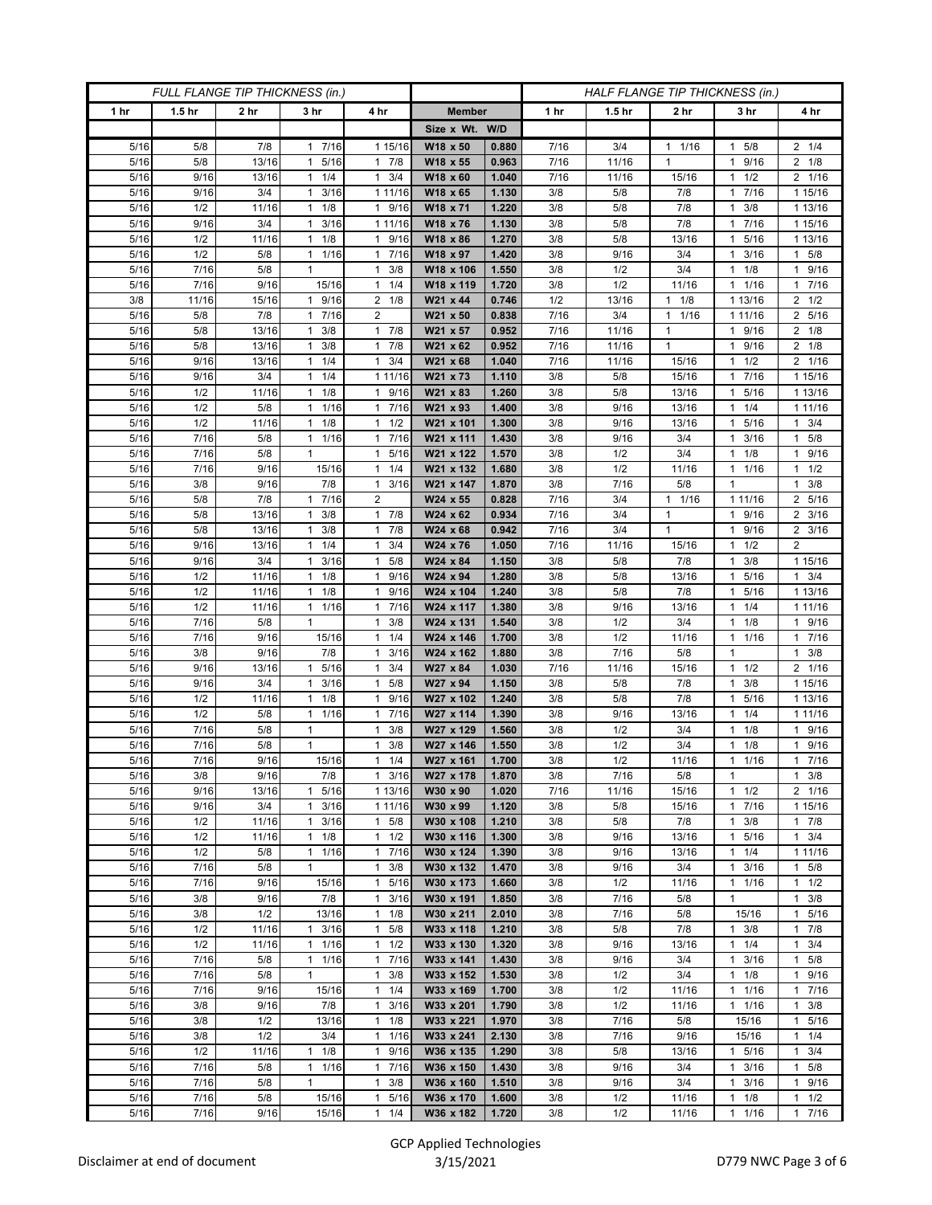| FULL FLANGE TIP THICKNESS (in.) | | | | | | | HALF FLANGE TIP THICKNESS (in.) | | | | |
|---|---|---|---|---|---|---|---|---|---|---|---|
| 1 hr | 1.5 hr | 2 hr | 3 hr | 4 hr | Member | | 1 hr | 1.5 hr | 2 hr | 3 hr | 4 hr |
| | | | | | Size x Wt. | W/D | | | | | |
| 5/16 | 5/8 | 7/8 | 1 7/16 | 1 15/16 | W18 x 50 | 0.880 | 7/16 | 3/4 | 1 1/16 | 1 5/8 | 2 1/4 |
| 5/16 | 5/8 | 13/16 | 1 5/16 | 1 7/8 | W18 x 55 | 0.963 | 7/16 | 11/16 | 1 | 1 9/16 | 2 1/8 |
| 5/16 | 9/16 | 13/16 | 1 1/4 | 1 3/4 | W18 x 60 | 1.040 | 7/16 | 11/16 | 15/16 | 1 1/2 | 2 1/16 |
| 5/16 | 9/16 | 3/4 | 1 3/16 | 1 11/16 | W18 x 65 | 1.130 | 3/8 | 5/8 | 7/8 | 1 7/16 | 1 15/16 |
| 5/16 | 1/2 | 11/16 | 1 1/8 | 1 9/16 | W18 x 71 | 1.220 | 3/8 | 5/8 | 7/8 | 1 3/8 | 1 13/16 |
| 5/16 | 9/16 | 3/4 | 1 3/16 | 1 11/16 | W18 x 76 | 1.130 | 3/8 | 5/8 | 7/8 | 1 7/16 | 1 15/16 |
| 5/16 | 1/2 | 11/16 | 1 1/8 | 1 9/16 | W18 x 86 | 1.270 | 3/8 | 5/8 | 13/16 | 1 5/16 | 1 13/16 |
| 5/16 | 1/2 | 5/8 | 1 1/16 | 1 7/16 | W18 x 97 | 1.420 | 3/8 | 9/16 | 3/4 | 1 3/16 | 1 5/8 |
| 5/16 | 7/16 | 5/8 | 1 | 1 3/8 | W18 x 106 | 1.550 | 3/8 | 1/2 | 3/4 | 1 1/8 | 1 9/16 |
| 5/16 | 7/16 | 9/16 | 15/16 | 1 1/4 | W18 x 119 | 1.720 | 3/8 | 1/2 | 11/16 | 1 1/16 | 1 7/16 |
| 3/8 | 11/16 | 15/16 | 1 9/16 | 2 1/8 | W21 x 44 | 0.746 | 1/2 | 13/16 | 1 1/8 | 1 13/16 | 2 1/2 |
| 5/16 | 5/8 | 7/8 | 1 7/16 | 2 | W21 x 50 | 0.838 | 7/16 | 3/4 | 1 1/16 | 1 11/16 | 2 5/16 |
| 5/16 | 5/8 | 13/16 | 1 3/8 | 1 7/8 | W21 x 57 | 0.952 | 7/16 | 11/16 | 1 | 1 9/16 | 2 1/8 |
| 5/16 | 5/8 | 13/16 | 1 3/8 | 1 7/8 | W21 x 62 | 0.952 | 7/16 | 11/16 | 1 | 1 9/16 | 2 1/8 |
| 5/16 | 9/16 | 13/16 | 1 1/4 | 1 3/4 | W21 x 68 | 1.040 | 7/16 | 11/16 | 15/16 | 1 1/2 | 2 1/16 |
| 5/16 | 9/16 | 3/4 | 1 1/4 | 1 11/16 | W21 x 73 | 1.110 | 3/8 | 5/8 | 15/16 | 1 7/16 | 1 15/16 |
| 5/16 | 1/2 | 11/16 | 1 1/8 | 1 9/16 | W21 x 83 | 1.260 | 3/8 | 5/8 | 13/16 | 1 5/16 | 1 13/16 |
| 5/16 | 1/2 | 5/8 | 1 1/16 | 1 7/16 | W21 x 93 | 1.400 | 3/8 | 9/16 | 13/16 | 1 1/4 | 1 11/16 |
| 5/16 | 1/2 | 11/16 | 1 1/8 | 1 1/2 | W21 x 101 | 1.300 | 3/8 | 9/16 | 13/16 | 1 5/16 | 1 3/4 |
| 5/16 | 7/16 | 5/8 | 1 1/16 | 1 7/16 | W21 x 111 | 1.430 | 3/8 | 9/16 | 3/4 | 1 3/16 | 1 5/8 |
| 5/16 | 7/16 | 5/8 | 1 | 1 5/16 | W21 x 122 | 1.570 | 3/8 | 1/2 | 3/4 | 1 1/8 | 1 9/16 |
| 5/16 | 7/16 | 9/16 | 15/16 | 1 1/4 | W21 x 132 | 1.680 | 3/8 | 1/2 | 11/16 | 1 1/16 | 1 1/2 |
| 5/16 | 3/8 | 9/16 | 7/8 | 1 3/16 | W21 x 147 | 1.870 | 3/8 | 7/16 | 5/8 | 1 | 1 3/8 |
| 5/16 | 5/8 | 7/8 | 1 7/16 | 2 | W24 x 55 | 0.828 | 7/16 | 3/4 | 1 1/16 | 1 11/16 | 2 5/16 |
| 5/16 | 5/8 | 13/16 | 1 3/8 | 1 7/8 | W24 x 62 | 0.934 | 7/16 | 3/4 | 1 | 1 9/16 | 2 3/16 |
| 5/16 | 5/8 | 13/16 | 1 3/8 | 1 7/8 | W24 x 68 | 0.942 | 7/16 | 3/4 | 1 | 1 9/16 | 2 3/16 |
| 5/16 | 9/16 | 13/16 | 1 1/4 | 1 3/4 | W24 x 76 | 1.050 | 7/16 | 11/16 | 15/16 | 1 1/2 | 2 |
| 5/16 | 9/16 | 3/4 | 1 3/16 | 1 5/8 | W24 x 84 | 1.150 | 3/8 | 5/8 | 7/8 | 1 3/8 | 1 15/16 |
| 5/16 | 1/2 | 11/16 | 1 1/8 | 1 9/16 | W24 x 94 | 1.280 | 3/8 | 5/8 | 13/16 | 1 5/16 | 1 3/4 |
| 5/16 | 1/2 | 11/16 | 1 1/8 | 1 9/16 | W24 x 104 | 1.240 | 3/8 | 5/8 | 7/8 | 1 5/16 | 1 13/16 |
| 5/16 | 1/2 | 11/16 | 1 1/16 | 1 7/16 | W24 x 117 | 1.380 | 3/8 | 9/16 | 13/16 | 1 1/4 | 1 11/16 |
| 5/16 | 7/16 | 5/8 | 1 | 1 3/8 | W24 x 131 | 1.540 | 3/8 | 1/2 | 3/4 | 1 1/8 | 1 9/16 |
| 5/16 | 7/16 | 9/16 | 15/16 | 1 1/4 | W24 x 146 | 1.700 | 3/8 | 1/2 | 11/16 | 1 1/16 | 1 7/16 |
| 5/16 | 3/8 | 9/16 | 7/8 | 1 3/16 | W24 x 162 | 1.880 | 3/8 | 7/16 | 5/8 | 1 | 1 3/8 |
| 5/16 | 9/16 | 13/16 | 1 5/16 | 1 3/4 | W27 x 84 | 1.030 | 7/16 | 11/16 | 15/16 | 1 1/2 | 2 1/16 |
| 5/16 | 9/16 | 3/4 | 1 3/16 | 1 5/8 | W27 x 94 | 1.150 | 3/8 | 5/8 | 7/8 | 1 3/8 | 1 15/16 |
| 5/16 | 1/2 | 11/16 | 1 1/8 | 1 9/16 | W27 x 102 | 1.240 | 3/8 | 5/8 | 7/8 | 1 5/16 | 1 13/16 |
| 5/16 | 1/2 | 5/8 | 1 1/16 | 1 7/16 | W27 x 114 | 1.390 | 3/8 | 9/16 | 13/16 | 1 1/4 | 1 11/16 |
| 5/16 | 7/16 | 5/8 | 1 | 1 3/8 | W27 x 129 | 1.560 | 3/8 | 1/2 | 3/4 | 1 1/8 | 1 9/16 |
| 5/16 | 7/16 | 5/8 | 1 | 1 3/8 | W27 x 146 | 1.550 | 3/8 | 1/2 | 3/4 | 1 1/8 | 1 9/16 |
| 5/16 | 7/16 | 9/16 | 15/16 | 1 1/4 | W27 x 161 | 1.700 | 3/8 | 1/2 | 11/16 | 1 1/16 | 1 7/16 |
| 5/16 | 3/8 | 9/16 | 7/8 | 1 3/16 | W27 x 178 | 1.870 | 3/8 | 7/16 | 5/8 | 1 | 1 3/8 |
| 5/16 | 9/16 | 13/16 | 1 5/16 | 1 13/16 | W30 x 90 | 1.020 | 7/16 | 11/16 | 15/16 | 1 1/2 | 2 1/16 |
| 5/16 | 9/16 | 3/4 | 1 3/16 | 1 11/16 | W30 x 99 | 1.120 | 3/8 | 5/8 | 15/16 | 1 7/16 | 1 15/16 |
| 5/16 | 1/2 | 11/16 | 1 3/16 | 1 5/8 | W30 x 108 | 1.210 | 3/8 | 5/8 | 7/8 | 1 3/8 | 1 7/8 |
| 5/16 | 1/2 | 11/16 | 1 1/8 | 1 1/2 | W30 x 116 | 1.300 | 3/8 | 9/16 | 13/16 | 1 5/16 | 1 3/4 |
| 5/16 | 1/2 | 5/8 | 1 1/16 | 1 7/16 | W30 x 124 | 1.390 | 3/8 | 9/16 | 13/16 | 1 1/4 | 1 11/16 |
| 5/16 | 7/16 | 5/8 | 1 | 1 3/8 | W30 x 132 | 1.470 | 3/8 | 9/16 | 3/4 | 1 3/16 | 1 5/8 |
| 5/16 | 7/16 | 9/16 | 15/16 | 1 5/16 | W30 x 173 | 1.660 | 3/8 | 1/2 | 11/16 | 1 1/16 | 1 1/2 |
| 5/16 | 3/8 | 9/16 | 7/8 | 1 3/16 | W30 x 191 | 1.850 | 3/8 | 7/16 | 5/8 | 1 | 1 3/8 |
| 5/16 | 3/8 | 1/2 | 13/16 | 1 1/8 | W30 x 211 | 2.010 | 3/8 | 7/16 | 5/8 | 15/16 | 1 5/16 |
| 5/16 | 1/2 | 11/16 | 1 3/16 | 1 5/8 | W33 x 118 | 1.210 | 3/8 | 5/8 | 7/8 | 1 3/8 | 1 7/8 |
| 5/16 | 1/2 | 11/16 | 1 1/16 | 1 1/2 | W33 x 130 | 1.320 | 3/8 | 9/16 | 13/16 | 1 1/4 | 1 3/4 |
| 5/16 | 7/16 | 5/8 | 1 1/16 | 1 7/16 | W33 x 141 | 1.430 | 3/8 | 9/16 | 3/4 | 1 3/16 | 1 5/8 |
| 5/16 | 7/16 | 5/8 | 1 | 1 3/8 | W33 x 152 | 1.530 | 3/8 | 1/2 | 3/4 | 1 1/8 | 1 9/16 |
| 5/16 | 7/16 | 9/16 | 15/16 | 1 1/4 | W33 x 169 | 1.700 | 3/8 | 1/2 | 11/16 | 1 1/16 | 1 7/16 |
| 5/16 | 3/8 | 9/16 | 7/8 | 1 3/16 | W33 x 201 | 1.790 | 3/8 | 1/2 | 11/16 | 1 1/16 | 1 3/8 |
| 5/16 | 3/8 | 1/2 | 13/16 | 1 1/8 | W33 x 221 | 1.970 | 3/8 | 7/16 | 5/8 | 15/16 | 1 5/16 |
| 5/16 | 3/8 | 1/2 | 3/4 | 1 1/16 | W33 x 241 | 2.130 | 3/8 | 7/16 | 9/16 | 15/16 | 1 1/4 |
| 5/16 | 1/2 | 11/16 | 1 1/8 | 1 9/16 | W36 x 135 | 1.290 | 3/8 | 5/8 | 13/16 | 1 5/16 | 1 3/4 |
| 5/16 | 7/16 | 5/8 | 1 1/16 | 1 7/16 | W36 x 150 | 1.430 | 3/8 | 9/16 | 3/4 | 1 3/16 | 1 5/8 |
| 5/16 | 7/16 | 5/8 | 1 | 1 3/8 | W36 x 160 | 1.510 | 3/8 | 9/16 | 3/4 | 1 3/16 | 1 9/16 |
| 5/16 | 7/16 | 5/8 | 15/16 | 1 5/16 | W36 x 170 | 1.600 | 3/8 | 1/2 | 11/16 | 1 1/8 | 1 1/2 |
| 5/16 | 7/16 | 9/16 | 15/16 | 1 1/4 | W36 x 182 | 1.720 | 3/8 | 1/2 | 11/16 | 1 1/16 | 1 7/16 |

Disclaimer at end of document

GCP Applied Technologies
3/15/2021

D779 NWC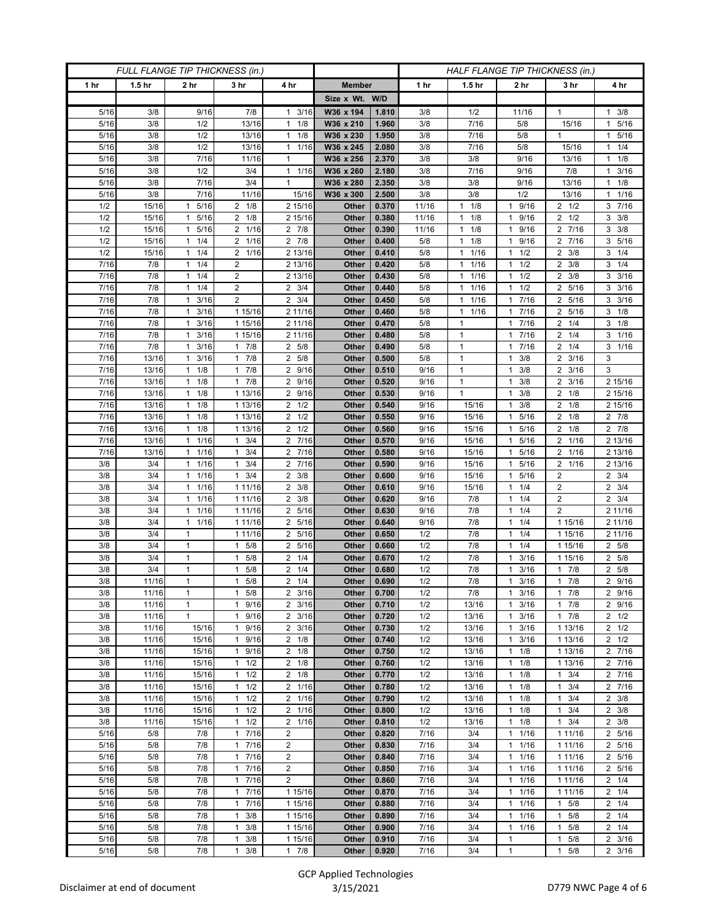| FULL FLANGE TIP THICKNESS (in.) | | | | | | | HALF FLANGE TIP THICKNESS (in.) | | | | |
|---|---|---|---|---|---|---|---|---|---|---|---|
| 1 hr | 1.5 hr | 2 hr | 3 hr | 4 hr | Member | | 1 hr | 1.5 hr | 2 hr | 3 hr | 4 hr |
| | | | | | Size x Wt. | W/D | | | | | |
| 5/16 | 3/8 | 9/16 | 7/8 | 1 3/16 | W36 x 194 | 1.810 | 3/8 | 1/2 | 11/16 | 1 | 1 3/8 |
| 5/16 | 3/8 | 1/2 | 13/16 | 1 1/8 | W36 x 210 | 1.960 | 3/8 | 7/16 | 5/8 | 15/16 | 1 5/16 |
| 5/16 | 3/8 | 1/2 | 13/16 | 1 1/8 | W36 x 230 | 1.950 | 3/8 | 7/16 | 5/8 | 1 | 1 5/16 |
| 5/16 | 3/8 | 1/2 | 13/16 | 1 1/16 | W36 x 245 | 2.080 | 3/8 | 7/16 | 5/8 | 15/16 | 1 1/4 |
| 5/16 | 3/8 | 7/16 | 11/16 | 1 | W36 x 256 | 2.370 | 3/8 | 3/8 | 9/16 | 13/16 | 1 1/8 |
| 5/16 | 3/8 | 1/2 | 3/4 | 1 1/16 | W36 x 260 | 2.180 | 3/8 | 7/16 | 9/16 | 7/8 | 1 3/16 |
| 5/16 | 3/8 | 7/16 | 3/4 | 1 | W36 x 280 | 2.350 | 3/8 | 3/8 | 9/16 | 13/16 | 1 1/8 |
| 5/16 | 3/8 | 7/16 | 11/16 | 15/16 | W36 x 300 | 2.500 | 3/8 | 3/8 | 1/2 | 13/16 | 1 1/16 |
| 1/2 | 15/16 | 1 5/16 | 2 1/8 | 2 15/16 | Other | 0.370 | 11/16 | 1 1/8 | 1 9/16 | 2 1/2 | 3 7/16 |
| 1/2 | 15/16 | 1 5/16 | 2 1/8 | 2 15/16 | Other | 0.380 | 11/16 | 1 1/8 | 1 9/16 | 2 1/2 | 3 3/8 |
| 1/2 | 15/16 | 1 5/16 | 2 1/16 | 2 7/8 | Other | 0.390 | 11/16 | 1 1/8 | 1 9/16 | 2 7/16 | 3 3/8 |
| 1/2 | 15/16 | 1 1/4 | 2 1/16 | 2 7/8 | Other | 0.400 | 5/8 | 1 1/8 | 1 9/16 | 2 7/16 | 3 5/16 |
| 1/2 | 15/16 | 1 1/4 | 2 1/16 | 2 13/16 | Other | 0.410 | 5/8 | 1 1/16 | 1 1/2 | 2 3/8 | 3 1/4 |
| 7/16 | 7/8 | 1 1/4 | 2 | 2 13/16 | Other | 0.420 | 5/8 | 1 1/16 | 1 1/2 | 2 3/8 | 3 1/4 |
| 7/16 | 7/8 | 1 1/4 | 2 | 2 13/16 | Other | 0.430 | 5/8 | 1 1/16 | 1 1/2 | 2 3/8 | 3 3/16 |
| 7/16 | 7/8 | 1 1/4 | 2 | 2 3/4 | Other | 0.440 | 5/8 | 1 1/16 | 1 1/2 | 2 5/16 | 3 3/16 |
| 7/16 | 7/8 | 1 3/16 | 2 | 2 3/4 | Other | 0.450 | 5/8 | 1 1/16 | 1 7/16 | 2 5/16 | 3 3/16 |
| 7/16 | 7/8 | 1 3/16 | 1 15/16 | 2 11/16 | Other | 0.460 | 5/8 | 1 1/16 | 1 7/16 | 2 5/16 | 3 1/8 |
| 7/16 | 7/8 | 1 3/16 | 1 15/16 | 2 11/16 | Other | 0.470 | 5/8 | 1 | 1 7/16 | 2 1/4 | 3 1/8 |
| 7/16 | 7/8 | 1 3/16 | 1 15/16 | 2 11/16 | Other | 0.480 | 5/8 | 1 | 1 7/16 | 2 1/4 | 3 1/16 |
| 7/16 | 7/8 | 1 3/16 | 1 7/8 | 2 5/8 | Other | 0.490 | 5/8 | 1 | 1 7/16 | 2 1/4 | 3 1/16 |
| 7/16 | 13/16 | 1 3/16 | 1 7/8 | 2 5/8 | Other | 0.500 | 5/8 | 1 | 1 3/8 | 2 3/16 | 3 |
| 7/16 | 13/16 | 1 1/8 | 1 7/8 | 2 9/16 | Other | 0.510 | 9/16 | 1 | 1 3/8 | 2 3/16 | 3 |
| 7/16 | 13/16 | 1 1/8 | 1 7/8 | 2 9/16 | Other | 0.520 | 9/16 | 1 | 1 3/8 | 2 3/16 | 2 15/16 |
| 7/16 | 13/16 | 1 1/8 | 1 13/16 | 2 9/16 | Other | 0.530 | 9/16 | 1 | 1 3/8 | 2 1/8 | 2 15/16 |
| 7/16 | 13/16 | 1 1/8 | 1 13/16 | 2 1/2 | Other | 0.540 | 9/16 | 15/16 | 1 3/8 | 2 1/8 | 2 15/16 |
| 7/16 | 13/16 | 1 1/8 | 1 13/16 | 2 1/2 | Other | 0.550 | 9/16 | 15/16 | 1 5/16 | 2 1/8 | 2 7/8 |
| 7/16 | 13/16 | 1 1/8 | 1 13/16 | 2 1/2 | Other | 0.560 | 9/16 | 15/16 | 1 5/16 | 2 1/8 | 2 7/8 |
| 7/16 | 13/16 | 1 1/16 | 1 3/4 | 2 7/16 | Other | 0.570 | 9/16 | 15/16 | 1 5/16 | 2 1/16 | 2 13/16 |
| 7/16 | 13/16 | 1 1/16 | 1 3/4 | 2 7/16 | Other | 0.580 | 9/16 | 15/16 | 1 5/16 | 2 1/16 | 2 13/16 |
| 3/8 | 3/4 | 1 1/16 | 1 3/4 | 2 7/16 | Other | 0.590 | 9/16 | 15/16 | 1 5/16 | 2 1/16 | 2 13/16 |
| 3/8 | 3/4 | 1 1/16 | 1 3/4 | 2 3/8 | Other | 0.600 | 9/16 | 15/16 | 1 5/16 | 2 | 2 3/4 |
| 3/8 | 3/4 | 1 1/16 | 1 11/16 | 2 3/8 | Other | 0.610 | 9/16 | 15/16 | 1 1/4 | 2 | 2 3/4 |
| 3/8 | 3/4 | 1 1/16 | 1 11/16 | 2 3/8 | Other | 0.620 | 9/16 | 7/8 | 1 1/4 | 2 | 2 3/4 |
| 3/8 | 3/4 | 1 1/16 | 1 11/16 | 2 5/16 | Other | 0.630 | 9/16 | 7/8 | 1 1/4 | 2 | 2 11/16 |
| 3/8 | 3/4 | 1 1/16 | 1 11/16 | 2 5/16 | Other | 0.640 | 9/16 | 7/8 | 1 1/4 | 1 15/16 | 2 11/16 |
| 3/8 | 3/4 | 1 | 1 11/16 | 2 5/16 | Other | 0.650 | 1/2 | 7/8 | 1 1/4 | 1 15/16 | 2 11/16 |
| 3/8 | 3/4 | 1 | 1 5/8 | 2 5/16 | Other | 0.660 | 1/2 | 7/8 | 1 1/4 | 1 15/16 | 2 5/8 |
| 3/8 | 3/4 | 1 | 1 5/8 | 2 1/4 | Other | 0.670 | 1/2 | 7/8 | 1 3/16 | 1 15/16 | 2 5/8 |
| 3/8 | 3/4 | 1 | 1 5/8 | 2 1/4 | Other | 0.680 | 1/2 | 7/8 | 1 3/16 | 1 7/8 | 2 5/8 |
| 3/8 | 11/16 | 1 | 1 5/8 | 2 1/4 | Other | 0.690 | 1/2 | 7/8 | 1 3/16 | 1 7/8 | 2 9/16 |
| 3/8 | 11/16 | 1 | 1 5/8 | 2 3/16 | Other | 0.700 | 1/2 | 7/8 | 1 3/16 | 1 7/8 | 2 9/16 |
| 3/8 | 11/16 | 1 | 1 9/16 | 2 3/16 | Other | 0.710 | 1/2 | 13/16 | 1 3/16 | 1 7/8 | 2 9/16 |
| 3/8 | 11/16 | 1 | 1 9/16 | 2 3/16 | Other | 0.720 | 1/2 | 13/16 | 1 3/16 | 1 7/8 | 2 1/2 |
| 3/8 | 11/16 | 15/16 | 1 9/16 | 2 3/16 | Other | 0.730 | 1/2 | 13/16 | 1 3/16 | 1 13/16 | 2 1/2 |
| 3/8 | 11/16 | 15/16 | 1 9/16 | 2 1/8 | Other | 0.740 | 1/2 | 13/16 | 1 3/16 | 1 13/16 | 2 1/2 |
| 3/8 | 11/16 | 15/16 | 1 9/16 | 2 1/8 | Other | 0.750 | 1/2 | 13/16 | 1 1/8 | 1 13/16 | 2 7/16 |
| 3/8 | 11/16 | 15/16 | 1 1/2 | 2 1/8 | Other | 0.760 | 1/2 | 13/16 | 1 1/8 | 1 13/16 | 2 7/16 |
| 3/8 | 11/16 | 15/16 | 1 1/2 | 2 1/8 | Other | 0.770 | 1/2 | 13/16 | 1 1/8 | 1 3/4 | 2 7/16 |
| 3/8 | 11/16 | 15/16 | 1 1/2 | 2 1/16 | Other | 0.780 | 1/2 | 13/16 | 1 1/8 | 1 3/4 | 2 7/16 |
| 3/8 | 11/16 | 15/16 | 1 1/2 | 2 1/16 | Other | 0.790 | 1/2 | 13/16 | 1 1/8 | 1 3/4 | 2 3/8 |
| 3/8 | 11/16 | 15/16 | 1 1/2 | 2 1/16 | Other | 0.800 | 1/2 | 13/16 | 1 1/8 | 1 3/4 | 2 3/8 |
| 3/8 | 11/16 | 15/16 | 1 1/2 | 2 1/16 | Other | 0.810 | 1/2 | 13/16 | 1 1/8 | 1 3/4 | 2 3/8 |
| 5/16 | 5/8 | 7/8 | 1 7/16 | 2 | Other | 0.820 | 7/16 | 3/4 | 1 1/16 | 1 11/16 | 2 5/16 |
| 5/16 | 5/8 | 7/8 | 1 7/16 | 2 | Other | 0.830 | 7/16 | 3/4 | 1 1/16 | 1 11/16 | 2 5/16 |
| 5/16 | 5/8 | 7/8 | 1 7/16 | 2 | Other | 0.840 | 7/16 | 3/4 | 1 1/16 | 1 11/16 | 2 5/16 |
| 5/16 | 5/8 | 7/8 | 1 7/16 | 2 | Other | 0.850 | 7/16 | 3/4 | 1 1/16 | 1 11/16 | 2 5/16 |
| 5/16 | 5/8 | 7/8 | 1 7/16 | 2 | Other | 0.860 | 7/16 | 3/4 | 1 1/16 | 1 11/16 | 2 1/4 |
| 5/16 | 5/8 | 7/8 | 1 7/16 | 1 15/16 | Other | 0.870 | 7/16 | 3/4 | 1 1/16 | 1 11/16 | 2 1/4 |
| 5/16 | 5/8 | 7/8 | 1 7/16 | 1 15/16 | Other | 0.880 | 7/16 | 3/4 | 1 1/16 | 1 5/8 | 2 1/4 |
| 5/16 | 5/8 | 7/8 | 1 3/8 | 1 15/16 | Other | 0.890 | 7/16 | 3/4 | 1 1/16 | 1 5/8 | 2 1/4 |
| 5/16 | 5/8 | 7/8 | 1 3/8 | 1 15/16 | Other | 0.900 | 7/16 | 3/4 | 1 1/16 | 1 5/8 | 2 1/4 |
| 5/16 | 5/8 | 7/8 | 1 3/8 | 1 15/16 | Other | 0.910 | 7/16 | 3/4 | 1 | 1 5/8 | 2 3/16 |
| 5/16 | 5/8 | 7/8 | 1 3/8 | 1 7/8 | Other | 0.920 | 7/16 | 3/4 | 1 | 1 5/8 | 2 3/16 |

Disclaimer at end of document

GCP Applied Technologies
3/15/2021

D779 NWC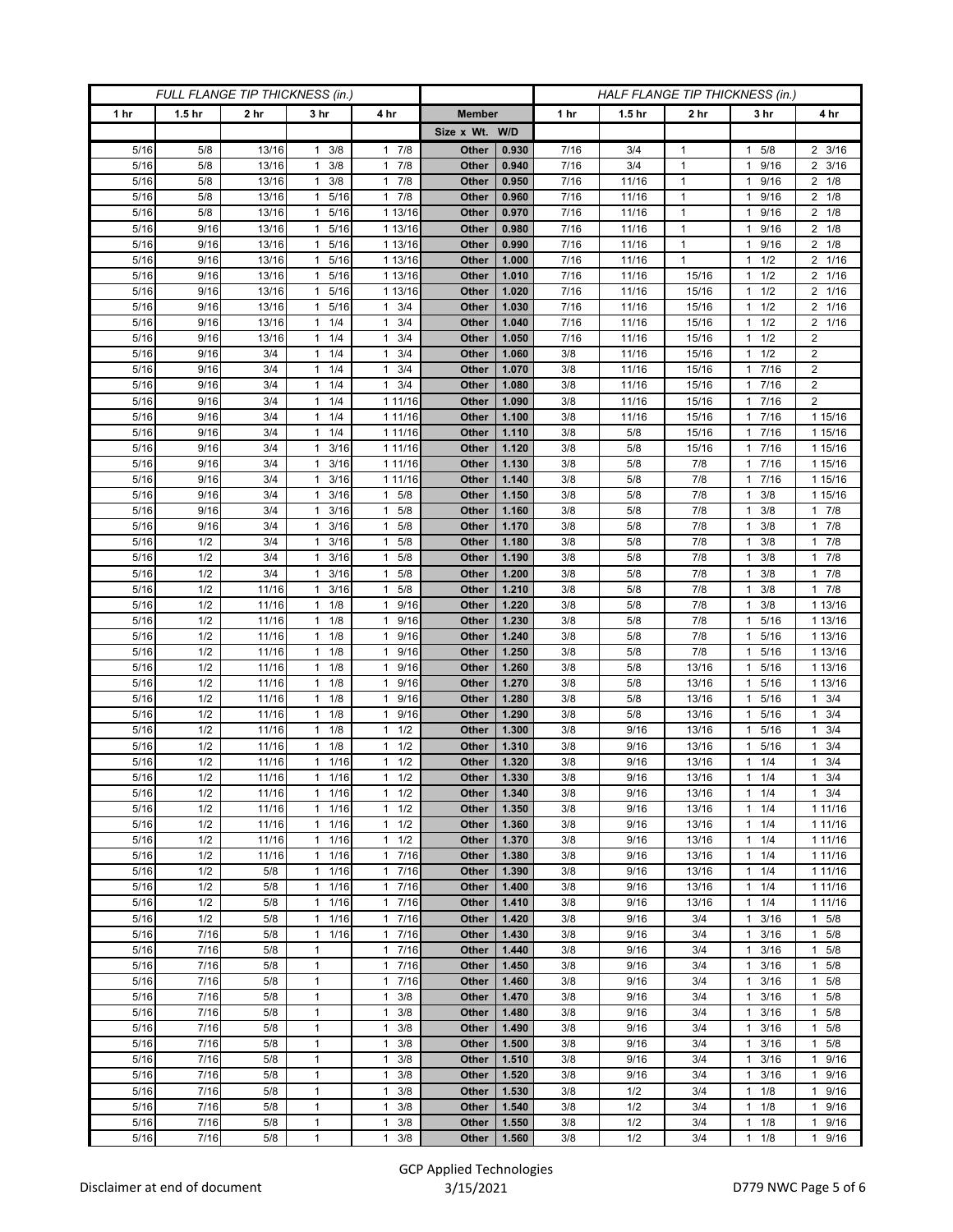| FULL FLANGE TIP THICKNESS (in.) | | | | | | | HALF FLANGE TIP THICKNESS (in.) | | | | |
|---|---|---|---|---|---|---|---|---|---|---|---|
| 1 hr | 1.5 hr | 2 hr | 3 hr | 4 hr | Member | | 1 hr | 1.5 hr | 2 hr | 3 hr | 4 hr |
| | | | | | Size x Wt. | W/D | | | | | |
| 5/16 | 5/8 | 13/16 | 1 3/8 | 1 7/8 | Other | 0.930 | 7/16 | 3/4 | 1 | 1 5/8 | 2 3/16 |
| 5/16 | 5/8 | 13/16 | 1 3/8 | 1 7/8 | Other | 0.940 | 7/16 | 3/4 | 1 | 1 9/16 | 2 3/16 |
| 5/16 | 5/8 | 13/16 | 1 3/8 | 1 7/8 | Other | 0.950 | 7/16 | 11/16 | 1 | 1 9/16 | 2 1/8 |
| 5/16 | 5/8 | 13/16 | 1 5/16 | 1 7/8 | Other | 0.960 | 7/16 | 11/16 | 1 | 1 9/16 | 2 1/8 |
| 5/16 | 5/8 | 13/16 | 1 5/16 | 1 13/16 | Other | 0.970 | 7/16 | 11/16 | 1 | 1 9/16 | 2 1/8 |
| 5/16 | 9/16 | 13/16 | 1 5/16 | 1 13/16 | Other | 0.980 | 7/16 | 11/16 | 1 | 1 9/16 | 2 1/8 |
| 5/16 | 9/16 | 13/16 | 1 5/16 | 1 13/16 | Other | 0.990 | 7/16 | 11/16 | 1 | 1 9/16 | 2 1/8 |
| 5/16 | 9/16 | 13/16 | 1 5/16 | 1 13/16 | Other | 1.000 | 7/16 | 11/16 | 1 | 1 1/2 | 2 1/16 |
| 5/16 | 9/16 | 13/16 | 1 5/16 | 1 13/16 | Other | 1.010 | 7/16 | 11/16 | 15/16 | 1 1/2 | 2 1/16 |
| 5/16 | 9/16 | 13/16 | 1 5/16 | 1 13/16 | Other | 1.020 | 7/16 | 11/16 | 15/16 | 1 1/2 | 2 1/16 |
| 5/16 | 9/16 | 13/16 | 1 5/16 | 1 3/4 | Other | 1.030 | 7/16 | 11/16 | 15/16 | 1 1/2 | 2 1/16 |
| 5/16 | 9/16 | 13/16 | 1 1/4 | 1 3/4 | Other | 1.040 | 7/16 | 11/16 | 15/16 | 1 1/2 | 2 1/16 |
| 5/16 | 9/16 | 13/16 | 1 1/4 | 1 3/4 | Other | 1.050 | 7/16 | 11/16 | 15/16 | 1 1/2 | 2 |
| 5/16 | 9/16 | 3/4 | 1 1/4 | 1 3/4 | Other | 1.060 | 3/8 | 11/16 | 15/16 | 1 1/2 | 2 |
| 5/16 | 9/16 | 3/4 | 1 1/4 | 1 3/4 | Other | 1.070 | 3/8 | 11/16 | 15/16 | 1 7/16 | 2 |
| 5/16 | 9/16 | 3/4 | 1 1/4 | 1 3/4 | Other | 1.080 | 3/8 | 11/16 | 15/16 | 1 7/16 | 2 |
| 5/16 | 9/16 | 3/4 | 1 1/4 | 1 11/16 | Other | 1.090 | 3/8 | 11/16 | 15/16 | 1 7/16 | 2 |
| 5/16 | 9/16 | 3/4 | 1 1/4 | 1 11/16 | Other | 1.100 | 3/8 | 11/16 | 15/16 | 1 7/16 | 1 15/16 |
| 5/16 | 9/16 | 3/4 | 1 1/4 | 1 11/16 | Other | 1.110 | 3/8 | 5/8 | 15/16 | 1 7/16 | 1 15/16 |
| 5/16 | 9/16 | 3/4 | 1 3/16 | 1 11/16 | Other | 1.120 | 3/8 | 5/8 | 15/16 | 1 7/16 | 1 15/16 |
| 5/16 | 9/16 | 3/4 | 1 3/16 | 1 11/16 | Other | 1.130 | 3/8 | 5/8 | 7/8 | 1 7/16 | 1 15/16 |
| 5/16 | 9/16 | 3/4 | 1 3/16 | 1 11/16 | Other | 1.140 | 3/8 | 5/8 | 7/8 | 1 7/16 | 1 15/16 |
| 5/16 | 9/16 | 3/4 | 1 3/16 | 1 5/8 | Other | 1.150 | 3/8 | 5/8 | 7/8 | 1 3/8 | 1 15/16 |
| 5/16 | 9/16 | 3/4 | 1 3/16 | 1 5/8 | Other | 1.160 | 3/8 | 5/8 | 7/8 | 1 3/8 | 1 7/8 |
| 5/16 | 9/16 | 3/4 | 1 3/16 | 1 5/8 | Other | 1.170 | 3/8 | 5/8 | 7/8 | 1 3/8 | 1 7/8 |
| 5/16 | 1/2 | 3/4 | 1 3/16 | 1 5/8 | Other | 1.180 | 3/8 | 5/8 | 7/8 | 1 3/8 | 1 7/8 |
| 5/16 | 1/2 | 3/4 | 1 3/16 | 1 5/8 | Other | 1.190 | 3/8 | 5/8 | 7/8 | 1 3/8 | 1 7/8 |
| 5/16 | 1/2 | 3/4 | 1 3/16 | 1 5/8 | Other | 1.200 | 3/8 | 5/8 | 7/8 | 1 3/8 | 1 7/8 |
| 5/16 | 1/2 | 11/16 | 1 3/16 | 1 5/8 | Other | 1.210 | 3/8 | 5/8 | 7/8 | 1 3/8 | 1 7/8 |
| 5/16 | 1/2 | 11/16 | 1 1/8 | 1 9/16 | Other | 1.220 | 3/8 | 5/8 | 7/8 | 1 3/8 | 1 13/16 |
| 5/16 | 1/2 | 11/16 | 1 1/8 | 1 9/16 | Other | 1.230 | 3/8 | 5/8 | 7/8 | 1 5/16 | 1 13/16 |
| 5/16 | 1/2 | 11/16 | 1 1/8 | 1 9/16 | Other | 1.240 | 3/8 | 5/8 | 7/8 | 1 5/16 | 1 13/16 |
| 5/16 | 1/2 | 11/16 | 1 1/8 | 1 9/16 | Other | 1.250 | 3/8 | 5/8 | 7/8 | 1 5/16 | 1 13/16 |
| 5/16 | 1/2 | 11/16 | 1 1/8 | 1 9/16 | Other | 1.260 | 3/8 | 5/8 | 13/16 | 1 5/16 | 1 13/16 |
| 5/16 | 1/2 | 11/16 | 1 1/8 | 1 9/16 | Other | 1.270 | 3/8 | 5/8 | 13/16 | 1 5/16 | 1 13/16 |
| 5/16 | 1/2 | 11/16 | 1 1/8 | 1 9/16 | Other | 1.280 | 3/8 | 5/8 | 13/16 | 1 5/16 | 1 3/4 |
| 5/16 | 1/2 | 11/16 | 1 1/8 | 1 9/16 | Other | 1.290 | 3/8 | 5/8 | 13/16 | 1 5/16 | 1 3/4 |
| 5/16 | 1/2 | 11/16 | 1 1/8 | 1 1/2 | Other | 1.300 | 3/8 | 9/16 | 13/16 | 1 5/16 | 1 3/4 |
| 5/16 | 1/2 | 11/16 | 1 1/8 | 1 1/2 | Other | 1.310 | 3/8 | 9/16 | 13/16 | 1 5/16 | 1 3/4 |
| 5/16 | 1/2 | 11/16 | 1 1/16 | 1 1/2 | Other | 1.320 | 3/8 | 9/16 | 13/16 | 1 1/4 | 1 3/4 |
| 5/16 | 1/2 | 11/16 | 1 1/16 | 1 1/2 | Other | 1.330 | 3/8 | 9/16 | 13/16 | 1 1/4 | 1 3/4 |
| 5/16 | 1/2 | 11/16 | 1 1/16 | 1 1/2 | Other | 1.340 | 3/8 | 9/16 | 13/16 | 1 1/4 | 1 3/4 |
| 5/16 | 1/2 | 11/16 | 1 1/16 | 1 1/2 | Other | 1.350 | 3/8 | 9/16 | 13/16 | 1 1/4 | 1 11/16 |
| 5/16 | 1/2 | 11/16 | 1 1/16 | 1 1/2 | Other | 1.360 | 3/8 | 9/16 | 13/16 | 1 1/4 | 1 11/16 |
| 5/16 | 1/2 | 11/16 | 1 1/16 | 1 1/2 | Other | 1.370 | 3/8 | 9/16 | 13/16 | 1 1/4 | 1 11/16 |
| 5/16 | 1/2 | 11/16 | 1 1/16 | 1 7/16 | Other | 1.380 | 3/8 | 9/16 | 13/16 | 1 1/4 | 1 11/16 |
| 5/16 | 1/2 | 5/8 | 1 1/16 | 1 7/16 | Other | 1.390 | 3/8 | 9/16 | 13/16 | 1 1/4 | 1 11/16 |
| 5/16 | 1/2 | 5/8 | 1 1/16 | 1 7/16 | Other | 1.400 | 3/8 | 9/16 | 13/16 | 1 1/4 | 1 11/16 |
| 5/16 | 1/2 | 5/8 | 1 1/16 | 1 7/16 | Other | 1.410 | 3/8 | 9/16 | 13/16 | 1 1/4 | 1 11/16 |
| 5/16 | 1/2 | 5/8 | 1 1/16 | 1 7/16 | Other | 1.420 | 3/8 | 9/16 | 3/4 | 1 3/16 | 1 5/8 |
| 5/16 | 7/16 | 5/8 | 1 1/16 | 1 7/16 | Other | 1.430 | 3/8 | 9/16 | 3/4 | 1 3/16 | 1 5/8 |
| 5/16 | 7/16 | 5/8 | 1 | 1 7/16 | Other | 1.440 | 3/8 | 9/16 | 3/4 | 1 3/16 | 1 5/8 |
| 5/16 | 7/16 | 5/8 | 1 | 1 7/16 | Other | 1.450 | 3/8 | 9/16 | 3/4 | 1 3/16 | 1 5/8 |
| 5/16 | 7/16 | 5/8 | 1 | 1 7/16 | Other | 1.460 | 3/8 | 9/16 | 3/4 | 1 3/16 | 1 5/8 |
| 5/16 | 7/16 | 5/8 | 1 | 1 3/8 | Other | 1.470 | 3/8 | 9/16 | 3/4 | 1 3/16 | 1 5/8 |
| 5/16 | 7/16 | 5/8 | 1 | 1 3/8 | Other | 1.480 | 3/8 | 9/16 | 3/4 | 1 3/16 | 1 5/8 |
| 5/16 | 7/16 | 5/8 | 1 | 1 3/8 | Other | 1.490 | 3/8 | 9/16 | 3/4 | 1 3/16 | 1 5/8 |
| 5/16 | 7/16 | 5/8 | 1 | 1 3/8 | Other | 1.500 | 3/8 | 9/16 | 3/4 | 1 3/16 | 1 5/8 |
| 5/16 | 7/16 | 5/8 | 1 | 1 3/8 | Other | 1.510 | 3/8 | 9/16 | 3/4 | 1 3/16 | 1 9/16 |
| 5/16 | 7/16 | 5/8 | 1 | 1 3/8 | Other | 1.520 | 3/8 | 9/16 | 3/4 | 1 3/16 | 1 9/16 |
| 5/16 | 7/16 | 5/8 | 1 | 1 3/8 | Other | 1.530 | 3/8 | 1/2 | 3/4 | 1 1/8 | 1 9/16 |
| 5/16 | 7/16 | 5/8 | 1 | 1 3/8 | Other | 1.540 | 3/8 | 1/2 | 3/4 | 1 1/8 | 1 9/16 |
| 5/16 | 7/16 | 5/8 | 1 | 1 3/8 | Other | 1.550 | 3/8 | 1/2 | 3/4 | 1 1/8 | 1 9/16 |
| 5/16 | 7/16 | 5/8 | 1 | 1 3/8 | Other | 1.560 | 3/8 | 1/2 | 3/4 | 1 1/8 | 1 9/16 |

Disclaimer at end of document

GCP Applied Technologies
3/15/2021

D779 NWC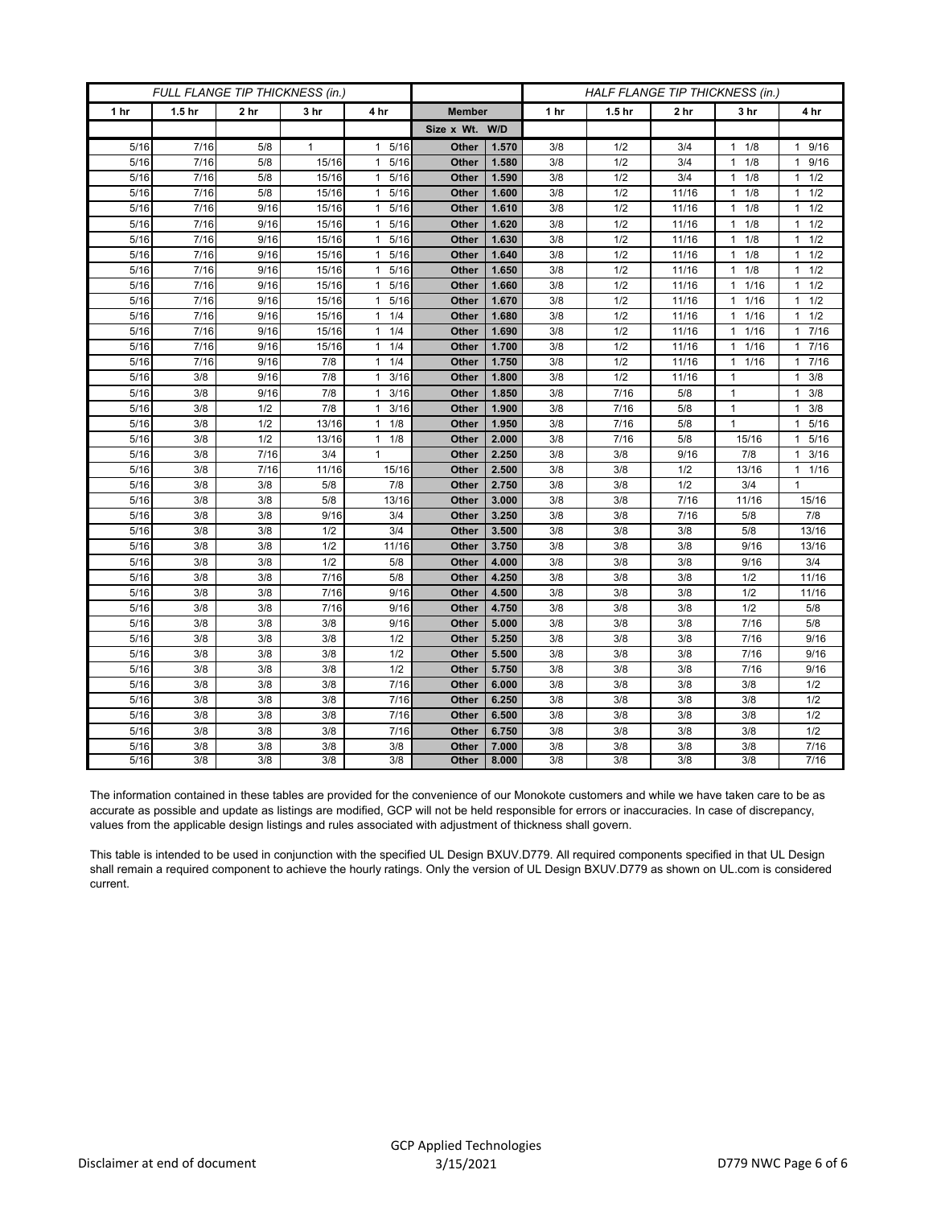| FULL FLANGE TIP THICKNESS (in.) | | | | | | | HALF FLANGE TIP THICKNESS (in.) | | | | |
|---|---|---|---|---|---|---|---|---|---|---|---|
| 1 hr | 1.5 hr | 2 hr | 3 hr | 4 hr | Member | | 1 hr | 1.5 hr | 2 hr | 3 hr | 4 hr |
| | | | | | Size x Wt. | W/D | | | | | |
| 5/16 | 7/16 | 5/8 | 1 | 1 5/16 | Other | 1.570 | 3/8 | 1/2 | 3/4 | 1 1/8 | 1 9/16 |
| 5/16 | 7/16 | 5/8 | 15/16 | 1 5/16 | Other | 1.580 | 3/8 | 1/2 | 3/4 | 1 1/8 | 1 9/16 |
| 5/16 | 7/16 | 5/8 | 15/16 | 1 5/16 | Other | 1.590 | 3/8 | 1/2 | 3/4 | 1 1/8 | 1 1/2 |
| 5/16 | 7/16 | 5/8 | 15/16 | 1 5/16 | Other | 1.600 | 3/8 | 1/2 | 11/16 | 1 1/8 | 1 1/2 |
| 5/16 | 7/16 | 9/16 | 15/16 | 1 5/16 | Other | 1.610 | 3/8 | 1/2 | 11/16 | 1 1/8 | 1 1/2 |
| 5/16 | 7/16 | 9/16 | 15/16 | 1 5/16 | Other | 1.620 | 3/8 | 1/2 | 11/16 | 1 1/8 | 1 1/2 |
| 5/16 | 7/16 | 9/16 | 15/16 | 1 5/16 | Other | 1.630 | 3/8 | 1/2 | 11/16 | 1 1/8 | 1 1/2 |
| 5/16 | 7/16 | 9/16 | 15/16 | 1 5/16 | Other | 1.640 | 3/8 | 1/2 | 11/16 | 1 1/8 | 1 1/2 |
| 5/16 | 7/16 | 9/16 | 15/16 | 1 5/16 | Other | 1.650 | 3/8 | 1/2 | 11/16 | 1 1/8 | 1 1/2 |
| 5/16 | 7/16 | 9/16 | 15/16 | 1 5/16 | Other | 1.660 | 3/8 | 1/2 | 11/16 | 1 1/16 | 1 1/2 |
| 5/16 | 7/16 | 9/16 | 15/16 | 1 5/16 | Other | 1.670 | 3/8 | 1/2 | 11/16 | 1 1/16 | 1 1/2 |
| 5/16 | 7/16 | 9/16 | 15/16 | 1 1/4 | Other | 1.680 | 3/8 | 1/2 | 11/16 | 1 1/16 | 1 1/2 |
| 5/16 | 7/16 | 9/16 | 15/16 | 1 1/4 | Other | 1.690 | 3/8 | 1/2 | 11/16 | 1 1/16 | 1 7/16 |
| 5/16 | 7/16 | 9/16 | 15/16 | 1 1/4 | Other | 1.700 | 3/8 | 1/2 | 11/16 | 1 1/16 | 1 7/16 |
| 5/16 | 7/16 | 9/16 | 7/8 | 1 1/4 | Other | 1.750 | 3/8 | 1/2 | 11/16 | 1 1/16 | 1 7/16 |
| 5/16 | 3/8 | 9/16 | 7/8 | 1 3/16 | Other | 1.800 | 3/8 | 1/2 | 11/16 | 1 | 1 3/8 |
| 5/16 | 3/8 | 9/16 | 7/8 | 1 3/16 | Other | 1.850 | 3/8 | 7/16 | 5/8 | 1 | 1 3/8 |
| 5/16 | 3/8 | 1/2 | 7/8 | 1 3/16 | Other | 1.900 | 3/8 | 7/16 | 5/8 | 1 | 1 3/8 |
| 5/16 | 3/8 | 1/2 | 13/16 | 1 1/8 | Other | 1.950 | 3/8 | 7/16 | 5/8 | 1 | 1 5/16 |
| 5/16 | 3/8 | 1/2 | 13/16 | 1 1/8 | Other | 2.000 | 3/8 | 7/16 | 5/8 | 15/16 | 1 5/16 |
| 5/16 | 3/8 | 7/16 | 3/4 | 1 | Other | 2.250 | 3/8 | 3/8 | 9/16 | 7/8 | 1 3/16 |
| 5/16 | 3/8 | 7/16 | 11/16 | 15/16 | Other | 2.500 | 3/8 | 3/8 | 1/2 | 13/16 | 1 1/16 |
| 5/16 | 3/8 | 3/8 | 5/8 | 7/8 | Other | 2.750 | 3/8 | 3/8 | 1/2 | 3/4 | 1 |
| 5/16 | 3/8 | 3/8 | 5/8 | 13/16 | Other | 3.000 | 3/8 | 3/8 | 7/16 | 11/16 | 15/16 |
| 5/16 | 3/8 | 3/8 | 9/16 | 3/4 | Other | 3.250 | 3/8 | 3/8 | 7/16 | 5/8 | 7/8 |
| 5/16 | 3/8 | 3/8 | 1/2 | 3/4 | Other | 3.500 | 3/8 | 3/8 | 3/8 | 5/8 | 13/16 |
| 5/16 | 3/8 | 3/8 | 1/2 | 11/16 | Other | 3.750 | 3/8 | 3/8 | 3/8 | 9/16 | 13/16 |
| 5/16 | 3/8 | 3/8 | 1/2 | 5/8 | Other | 4.000 | 3/8 | 3/8 | 3/8 | 9/16 | 3/4 |
| 5/16 | 3/8 | 3/8 | 7/16 | 5/8 | Other | 4.250 | 3/8 | 3/8 | 3/8 | 1/2 | 11/16 |
| 5/16 | 3/8 | 3/8 | 7/16 | 9/16 | Other | 4.500 | 3/8 | 3/8 | 3/8 | 1/2 | 11/16 |
| 5/16 | 3/8 | 3/8 | 7/16 | 9/16 | Other | 4.750 | 3/8 | 3/8 | 3/8 | 1/2 | 5/8 |
| 5/16 | 3/8 | 3/8 | 3/8 | 9/16 | Other | 5.000 | 3/8 | 3/8 | 3/8 | 7/16 | 5/8 |
| 5/16 | 3/8 | 3/8 | 3/8 | 1/2 | Other | 5.250 | 3/8 | 3/8 | 3/8 | 7/16 | 9/16 |
| 5/16 | 3/8 | 3/8 | 3/8 | 1/2 | Other | 5.500 | 3/8 | 3/8 | 3/8 | 7/16 | 9/16 |
| 5/16 | 3/8 | 3/8 | 3/8 | 1/2 | Other | 5.750 | 3/8 | 3/8 | 3/8 | 7/16 | 9/16 |
| 5/16 | 3/8 | 3/8 | 3/8 | 7/16 | Other | 6.000 | 3/8 | 3/8 | 3/8 | 3/8 | 1/2 |
| 5/16 | 3/8 | 3/8 | 3/8 | 7/16 | Other | 6.250 | 3/8 | 3/8 | 3/8 | 3/8 | 1/2 |
| 5/16 | 3/8 | 3/8 | 3/8 | 7/16 | Other | 6.500 | 3/8 | 3/8 | 3/8 | 3/8 | 1/2 |
| 5/16 | 3/8 | 3/8 | 3/8 | 7/16 | Other | 6.750 | 3/8 | 3/8 | 3/8 | 3/8 | 1/2 |
| 5/16 | 3/8 | 3/8 | 3/8 | 3/8 | Other | 7.000 | 3/8 | 3/8 | 3/8 | 3/8 | 7/16 |
| 5/16 | 3/8 | 3/8 | 3/8 | 3/8 | Other | 8.000 | 3/8 | 3/8 | 3/8 | 3/8 | 7/16 |

The information contained in these tables are provided for the convenience of our Monokote customers and while we have taken care to be as accurate as possible and update as listings are modified, GCP will not be held responsible for errors or inaccuracies. In case of discrepancy, values from the applicable design listings and rules associated with adjustment of thickness shall govern.

This table is intended to be used in conjunction with the specified UL Design BXUV.D779. All required components specified in that UL Design shall remain a required component to achieve the hourly ratings. Only the version of UL Design BXUV.D779 as shown on UL.com is considered current.